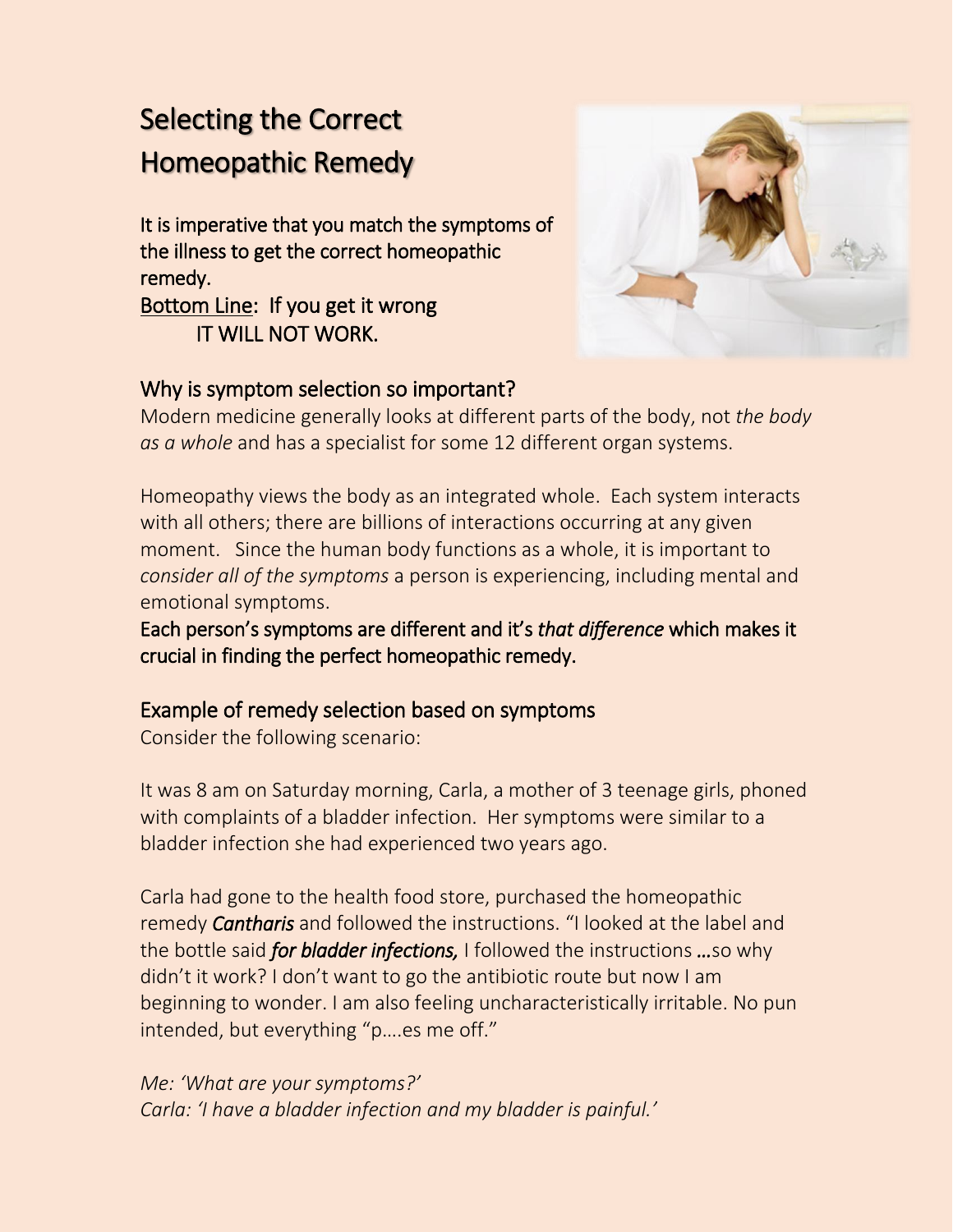# Selecting the Correct Homeopathic Remedy

**It is imperative that you match the symptoms of the illness to get the correct homeopathic remedy.**
**<u>Bottom Line</u>: If you get it wrong IT WILL NOT WORK.**

## Why is symptom selection so important?

Modern medicine generally looks at different parts of the body, not *the body as a whole* and has a specialist for some 12 different organ systems.

Homeopathy views the body as an integrated whole. Each system interacts with all others; there are billions of interactions occurring at any given moment. Since the human body functions as a whole, it is important to *consider all of the symptoms* a person is experiencing, including mental and emotional symptoms.

**Each person's symptoms are different and it's *that difference* which makes it crucial in finding the perfect homeopathic remedy.**

## Example of remedy selection based on symptoms

Consider the following scenario:

It was 8 am on Saturday morning, Carla, a mother of 3 teenage girls, phoned with complaints of a bladder infection. Her symptoms were similar to a bladder infection she had experienced two years ago.

Carla had gone to the health food store, purchased the homeopathic remedy ***Cantharis*** and followed the instructions. "I looked at the label and the bottle said ***for bladder infections,*** I followed the instructions **…**so why didn't it work? I don't want to go the antibiotic route but now I am beginning to wonder. I am also feeling uncharacteristically irritable. No pun intended, but everything "p….es me off."

*Me: 'What are your symptoms?'*
*Carla: 'I have a bladder infection and my bladder is painful.'*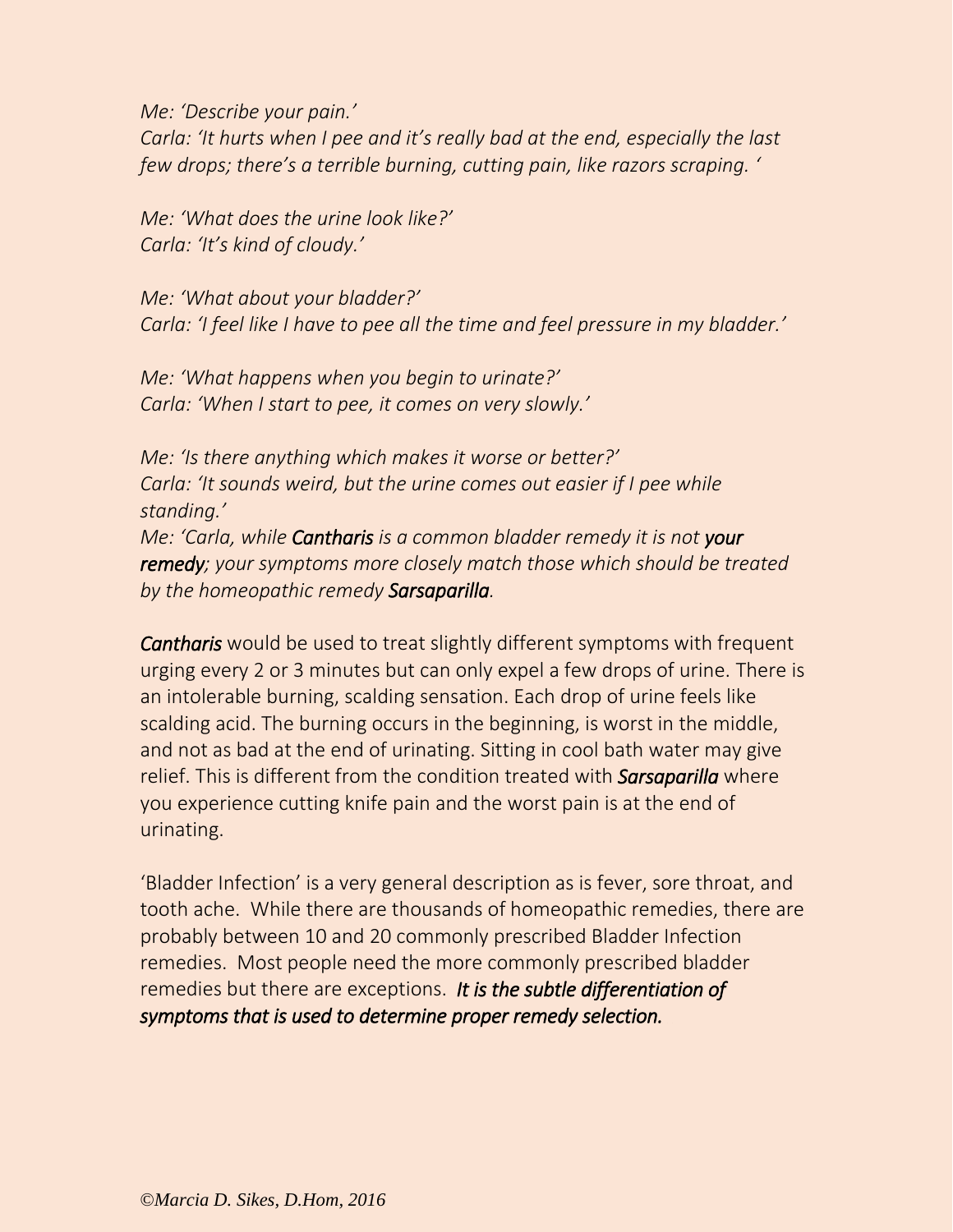*Me: 'Describe your pain.'*
*Carla: 'It hurts when I pee and it's really bad at the end, especially the last few drops; there's a terrible burning, cutting pain, like razors scraping. '*

*Me: 'What does the urine look like?'*
*Carla: 'It's kind of cloudy.'*

*Me: 'What about your bladder?'*
*Carla: 'I feel like I have to pee all the time and feel pressure in my bladder.'*

*Me: 'What happens when you begin to urinate?'*
*Carla: 'When I start to pee, it comes on very slowly.'*

*Me: 'Is there anything which makes it worse or better?'*
*Carla: 'It sounds weird, but the urine comes out easier if I pee while standing.'*
*Me: 'Carla, while **Cantharis** is a common bladder remedy it is not **your remedy**; your symptoms more closely match those which should be treated by the homeopathic remedy **Sarsaparilla**.*

***Cantharis*** would be used to treat slightly different symptoms with frequent urging every 2 or 3 minutes but can only expel a few drops of urine. There is an intolerable burning, scalding sensation. Each drop of urine feels like scalding acid. The burning occurs in the beginning, is worst in the middle, and not as bad at the end of urinating. Sitting in cool bath water may give relief. This is different from the condition treated with ***Sarsaparilla*** where you experience cutting knife pain and the worst pain is at the end of urinating.

'Bladder Infection' is a very general description as is fever, sore throat, and tooth ache. While there are thousands of homeopathic remedies, there are probably between 10 and 20 commonly prescribed Bladder Infection remedies. Most people need the more commonly prescribed bladder remedies but there are exceptions. ***It is the subtle differentiation of symptoms that is used to determine proper remedy selection.***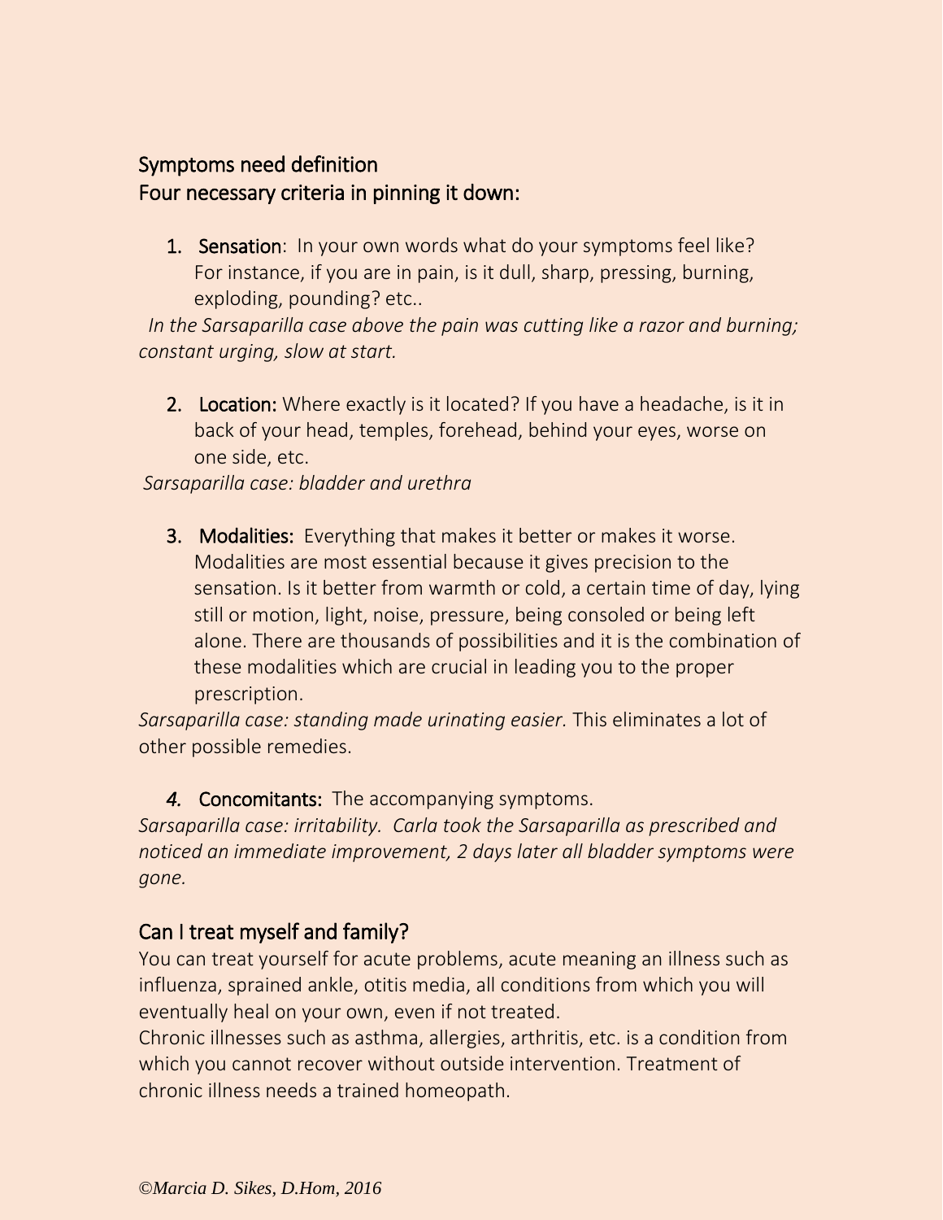## Symptoms need definition

## Four necessary criteria in pinning it down:

1. **Sensation**: In your own words what do your symptoms feel like? For instance, if you are in pain, is it dull, sharp, pressing, burning, exploding, pounding? etc..

*In the Sarsaparilla case above the pain was cutting like a razor and burning; constant urging, slow at start.*

2. **Location:** Where exactly is it located? If you have a headache, is it in back of your head, temples, forehead, behind your eyes, worse on one side, etc.

*Sarsaparilla case: bladder and urethra*

3. **Modalities:** Everything that makes it better or makes it worse. Modalities are most essential because it gives precision to the sensation. Is it better from warmth or cold, a certain time of day, lying still or motion, light, noise, pressure, being consoled or being left alone. There are thousands of possibilities and it is the combination of these modalities which are crucial in leading you to the proper prescription.

*Sarsaparilla case: standing made urinating easier*. This eliminates a lot of other possible remedies.

4. **Concomitants:** The accompanying symptoms.

*Sarsaparilla case: irritability. Carla took the Sarsaparilla as prescribed and noticed an immediate improvement, 2 days later all bladder symptoms were gone.*

## Can I treat myself and family?

You can treat yourself for acute problems, acute meaning an illness such as influenza, sprained ankle, otitis media, all conditions from which you will eventually heal on your own, even if not treated.

Chronic illnesses such as asthma, allergies, arthritis, etc. is a condition from which you cannot recover without outside intervention. Treatment of chronic illness needs a trained homeopath.

*©Marcia D. Sikes, D.Hom, 2016*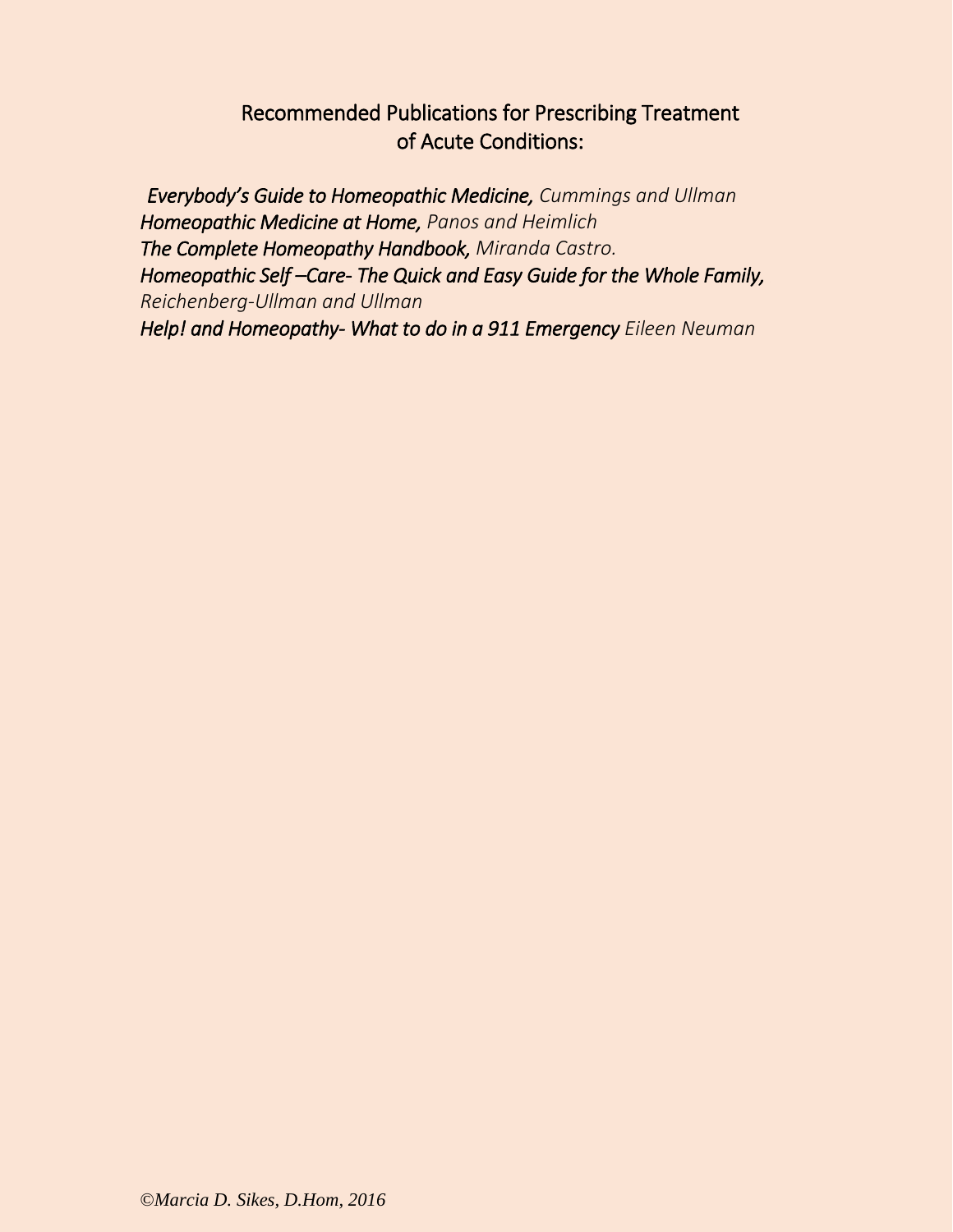## Recommended Publications for Prescribing Treatment of Acute Conditions:

***Everybody's Guide to Homeopathic Medicine,*** *Cummings and Ullman*
***Homeopathic Medicine at Home,*** *Panos and Heimlich*
***The Complete Homeopathy Handbook,*** *Miranda Castro.*
***Homeopathic Self –Care- The Quick and Easy Guide for the Whole Family,*** *Reichenberg-Ullman and Ullman*
***Help! and Homeopathy- What to do in a 911 Emergency*** *Eileen Neuman*

*©Marcia D. Sikes, D.Hom, 2016*